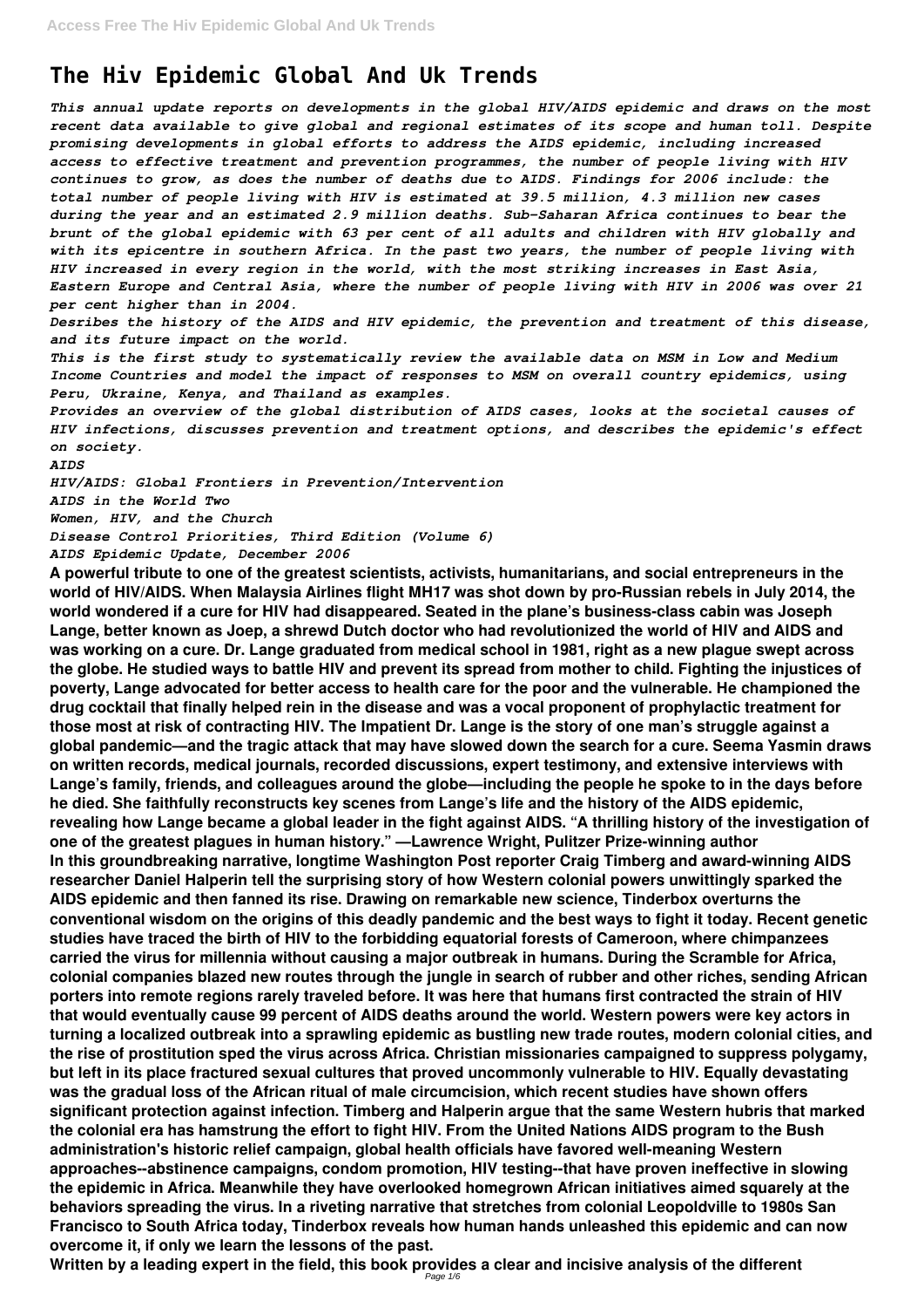# The Hiv Epidemic Global And Uk Trends

*This annual update reports on developments in the global HIV/AIDS epidemic and draws on the most recent data available to give global and regional estimates of its scope and human toll. Despite promising developments in global efforts to address the AIDS epidemic, including increased access to effective treatment and prevention programmes, the number of people living with HIV continues to grow, as does the number of deaths due to AIDS. Findings for 2006 include: the total number of people living with HIV is estimated at 39.5 million, 4.3 million new cases during the year and an estimated 2.9 million deaths. Sub-Saharan Africa continues to bear the brunt of the global epidemic with 63 per cent of all adults and children with HIV globally and with its epicentre in southern Africa. In the past two years, the number of people living with HIV increased in every region in the world, with the most striking increases in East Asia, Eastern Europe and Central Asia, where the number of people living with HIV in 2006 was over 21 per cent higher than in 2004.*

*Desribes the history of the AIDS and HIV epidemic, the prevention and treatment of this disease, and its future impact on the world.*

*This is the first study to systematically review the available data on MSM in Low and Medium Income Countries and model the impact of responses to MSM on overall country epidemics, using Peru, Ukraine, Kenya, and Thailand as examples.*

*Provides an overview of the global distribution of AIDS cases, looks at the societal causes of HIV infections, discusses prevention and treatment options, and describes the epidemic's effect on society.*

*AIDS*

*HIV/AIDS: Global Frontiers in Prevention/Intervention*

*AIDS in the World Two*

*Women, HIV, and the Church*

*Disease Control Priorities, Third Edition (Volume 6)*

*AIDS Epidemic Update, December 2006*

**A powerful tribute to one of the greatest scientists, activists, humanitarians, and social entrepreneurs in the world of HIV/AIDS. When Malaysia Airlines flight MH17 was shot down by pro-Russian rebels in July 2014, the world wondered if a cure for HIV had disappeared. Seated in the plane's business-class cabin was Joseph Lange, better known as Joep, a shrewd Dutch doctor who had revolutionized the world of HIV and AIDS and was working on a cure. Dr. Lange graduated from medical school in 1981, right as a new plague swept across the globe. He studied ways to battle HIV and prevent its spread from mother to child. Fighting the injustices of poverty, Lange advocated for better access to health care for the poor and the vulnerable. He championed the drug cocktail that finally helped rein in the disease and was a vocal proponent of prophylactic treatment for those most at risk of contracting HIV. The Impatient Dr. Lange is the story of one man's struggle against a global pandemic—and the tragic attack that may have slowed down the search for a cure. Seema Yasmin draws on written records, medical journals, recorded discussions, expert testimony, and extensive interviews with Lange's family, friends, and colleagues around the globe—including the people he spoke to in the days before he died. She faithfully reconstructs key scenes from Lange's life and the history of the AIDS epidemic, revealing how Lange became a global leader in the fight against AIDS. "A thrilling history of the investigation of one of the greatest plagues in human history." —Lawrence Wright, Pulitzer Prize-winning author**

**In this groundbreaking narrative, longtime Washington Post reporter Craig Timberg and award-winning AIDS researcher Daniel Halperin tell the surprising story of how Western colonial powers unwittingly sparked the AIDS epidemic and then fanned its rise. Drawing on remarkable new science, Tinderbox overturns the conventional wisdom on the origins of this deadly pandemic and the best ways to fight it today. Recent genetic studies have traced the birth of HIV to the forbidding equatorial forests of Cameroon, where chimpanzees carried the virus for millennia without causing a major outbreak in humans. During the Scramble for Africa, colonial companies blazed new routes through the jungle in search of rubber and other riches, sending African porters into remote regions rarely traveled before. It was here that humans first contracted the strain of HIV that would eventually cause 99 percent of AIDS deaths around the world. Western powers were key actors in turning a localized outbreak into a sprawling epidemic as bustling new trade routes, modern colonial cities, and the rise of prostitution sped the virus across Africa. Christian missionaries campaigned to suppress polygamy, but left in its place fractured sexual cultures that proved uncommonly vulnerable to HIV. Equally devastating was the gradual loss of the African ritual of male circumcision, which recent studies have shown offers significant protection against infection. Timberg and Halperin argue that the same Western hubris that marked the colonial era has hamstrung the effort to fight HIV. From the United Nations AIDS program to the Bush administration's historic relief campaign, global health officials have favored well-meaning Western approaches--abstinence campaigns, condom promotion, HIV testing--that have proven ineffective in slowing the epidemic in Africa. Meanwhile they have overlooked homegrown African initiatives aimed squarely at the behaviors spreading the virus. In a riveting narrative that stretches from colonial Leopoldville to 1980s San Francisco to South Africa today, Tinderbox reveals how human hands unleashed this epidemic and can now overcome it, if only we learn the lessons of the past.**

**Written by a leading expert in the field, this book provides a clear and incisive analysis of the different**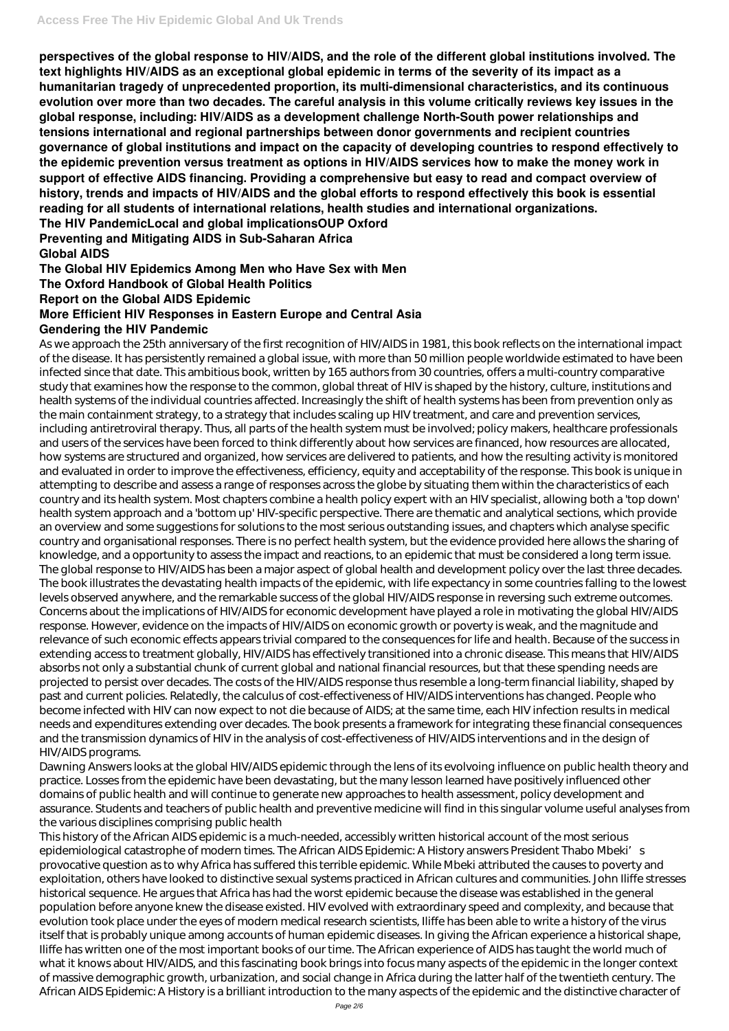**perspectives of the global response to HIV/AIDS, and the role of the different global institutions involved. The text highlights HIV/AIDS as an exceptional global epidemic in terms of the severity of its impact as a humanitarian tragedy of unprecedented proportion, its multi-dimensional characteristics, and its continuous evolution over more than two decades. The careful analysis in this volume critically reviews key issues in the global response, including: HIV/AIDS as a development challenge North-South power relationships and tensions international and regional partnerships between donor governments and recipient countries governance of global institutions and impact on the capacity of developing countries to respond effectively to the epidemic prevention versus treatment as options in HIV/AIDS services how to make the money work in support of effective AIDS financing. Providing a comprehensive but easy to read and compact overview of history, trends and impacts of HIV/AIDS and the global efforts to respond effectively this book is essential reading for all students of international relations, health studies and international organizations.**

**The HIV PandemicLocal and global implicationsOUP Oxford**

**Preventing and Mitigating AIDS in Sub-Saharan Africa**

**Global AIDS**

**The Global HIV Epidemics Among Men who Have Sex with Men**

**The Oxford Handbook of Global Health Politics**

**Report on the Global AIDS Epidemic**

**More Efficient HIV Responses in Eastern Europe and Central Asia**

**Gendering the HIV Pandemic**

As we approach the 25th anniversary of the first recognition of HIV/AIDS in 1981, this book reflects on the international impact of the disease. It has persistently remained a global issue, with more than 50 million people worldwide estimated to have been infected since that date. This ambitious book, written by 165 authors from 30 countries, offers a multi-country comparative study that examines how the response to the common, global threat of HIV is shaped by the history, culture, institutions and health systems of the individual countries affected. Increasingly the shift of health systems has been from prevention only as the main containment strategy, to a strategy that includes scaling up HIV treatment, and care and prevention services, including antiretroviral therapy. Thus, all parts of the health system must be involved; policy makers, healthcare professionals and users of the services have been forced to think differently about how services are financed, how resources are allocated, how systems are structured and organized, how services are delivered to patients, and how the resulting activity is monitored and evaluated in order to improve the effectiveness, efficiency, equity and acceptability of the response. This book is unique in attempting to describe and assess a range of responses across the globe by situating them within the characteristics of each country and its health system. Most chapters combine a health policy expert with an HIV specialist, allowing both a 'top down' health system approach and a 'bottom up' HIV-specific perspective. There are thematic and analytical sections, which provide an overview and some suggestions for solutions to the most serious outstanding issues, and chapters which analyse specific country and organisational responses. There is no perfect health system, but the evidence provided here allows the sharing of knowledge, and a opportunity to assess the impact and reactions, to an epidemic that must be considered a long term issue.

The global response to HIV/AIDS has been a major aspect of global health and development policy over the last three decades. The book illustrates the devastating health impacts of the epidemic, with life expectancy in some countries falling to the lowest levels observed anywhere, and the remarkable success of the global HIV/AIDS response in reversing such extreme outcomes. Concerns about the implications of HIV/AIDS for economic development have played a role in motivating the global HIV/AIDS response. However, evidence on the impacts of HIV/AIDS on economic growth or poverty is weak, and the magnitude and relevance of such economic effects appears trivial compared to the consequences for life and health. Because of the success in extending access to treatment globally, HIV/AIDS has effectively transitioned into a chronic disease. This means that HIV/AIDS absorbs not only a substantial chunk of current global and national financial resources, but that these spending needs are projected to persist over decades. The costs of the HIV/AIDS response thus resemble a long-term financial liability, shaped by past and current policies. Relatedly, the calculus of cost-effectiveness of HIV/AIDS interventions has changed. People who become infected with HIV can now expect to not die because of AIDS; at the same time, each HIV infection results in medical needs and expenditures extending over decades. The book presents a framework for integrating these financial consequences and the transmission dynamics of HIV in the analysis of cost-effectiveness of HIV/AIDS interventions and in the design of HIV/AIDS programs.

Dawning Answers looks at the global HIV/AIDS epidemic through the lens of its evolvoing influence on public health theory and practice. Losses from the epidemic have been devastating, but the many lesson learned have positively influenced other domains of public health and will continue to generate new approaches to health assessment, policy development and assurance. Students and teachers of public health and preventive medicine will find in this singular volume useful analyses from the various disciplines comprising public health

This history of the African AIDS epidemic is a much-needed, accessibly written historical account of the most serious epidemiological catastrophe of modern times. The African AIDS Epidemic: A History answers President Thabo Mbeki's provocative question as to why Africa has suffered this terrible epidemic. While Mbeki attributed the causes to poverty and exploitation, others have looked to distinctive sexual systems practiced in African cultures and communities. John Iliffe stresses historical sequence. He argues that Africa has had the worst epidemic because the disease was established in the general population before anyone knew the disease existed. HIV evolved with extraordinary speed and complexity, and because that evolution took place under the eyes of modern medical research scientists, Iliffe has been able to write a history of the virus itself that is probably unique among accounts of human epidemic diseases. In giving the African experience a historical shape, Iliffe has written one of the most important books of our time. The African experience of AIDS has taught the world much of what it knows about HIV/AIDS, and this fascinating book brings into focus many aspects of the epidemic in the longer context of massive demographic growth, urbanization, and social change in Africa during the latter half of the twentieth century. The African AIDS Epidemic: A History is a brilliant introduction to the many aspects of the epidemic and the distinctive character of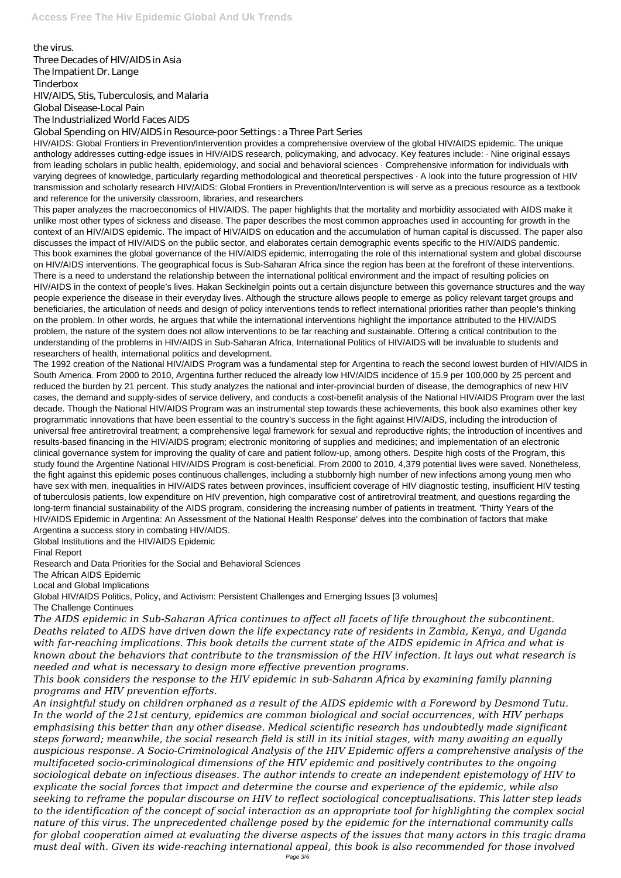the virus.

Three Decades of HIV/AIDS in Asia

The Impatient Dr. Lange

Tinderbox

HIV/AIDS, Stis, Tuberculosis, and Malaria

Global Disease-Local Pain

The Industrialized World Faces AIDS

Global Spending on HIV/AIDS in Resource-poor Settings : a Three Part Series

HIV/AIDS: Global Frontiers in Prevention/Intervention provides a comprehensive overview of the global HIV/AIDS epidemic. The unique anthology addresses cutting-edge issues in HIV/AIDS research, policymaking, and advocacy. Key features include: · Nine original essays from leading scholars in public health, epidemiology, and social and behavioral sciences · Comprehensive information for individuals with varying degrees of knowledge, particularly regarding methodological and theoretical perspectives · A look into the future progression of HIV transmission and scholarly research HIV/AIDS: Global Frontiers in Prevention/Intervention is will serve as a precious resource as a textbook and reference for the university classroom, libraries, and researchers

This paper analyzes the macroeconomics of HIV/AIDS. The paper highlights that the mortality and morbidity associated with AIDS make it unlike most other types of sickness and disease. The paper describes the most common approaches used in accounting for growth in the context of an HIV/AIDS epidemic. The impact of HIV/AIDS on education and the accumulation of human capital is discussed. The paper also discusses the impact of HIV/AIDS on the public sector, and elaborates certain demographic events specific to the HIV/AIDS pandemic.

This book examines the global governance of the HIV/AIDS epidemic, interrogating the role of this international system and global discourse on HIV/AIDS interventions. The geographical focus is Sub-Saharan Africa since the region has been at the forefront of these interventions. There is a need to understand the relationship between the international political environment and the impact of resulting policies on HIV/AIDS in the context of people's lives. Hakan Seckinelgin points out a certain disjuncture between this governance structures and the way people experience the disease in their everyday lives. Although the structure allows people to emerge as policy relevant target groups and beneficiaries, the articulation of needs and design of policy interventions tends to reflect international priorities rather than people's thinking on the problem. In other words, he argues that while the international interventions highlight the importance attributed to the HIV/AIDS problem, the nature of the system does not allow interventions to be far reaching and sustainable. Offering a critical contribution to the understanding of the problems in HIV/AIDS in Sub-Saharan Africa, International Politics of HIV/AIDS will be invaluable to students and researchers of health, international politics and development.

The 1992 creation of the National HIV/AIDS Program was a fundamental step for Argentina to reach the second lowest burden of HIV/AIDS in South America. From 2000 to 2010, Argentina further reduced the already low HIV/AIDS incidence of 15.9 per 100,000 by 25 percent and reduced the burden by 21 percent. This study analyzes the national and inter-provincial burden of disease, the demographics of new HIV cases, the demand and supply-sides of service delivery, and conducts a cost-benefit analysis of the National HIV/AIDS Program over the last decade. Though the National HIV/AIDS Program was an instrumental step towards these achievements, this book also examines other key programmatic innovations that have been essential to the country's success in the fight against HIV/AIDS, including the introduction of universal free antiretroviral treatment; a comprehensive legal framework for sexual and reproductive rights; the introduction of incentives and results-based financing in the HIV/AIDS program; electronic monitoring of supplies and medicines; and implementation of an electronic clinical governance system for improving the quality of care and patient follow-up, among others. Despite high costs of the Program, this study found the Argentine National HIV/AIDS Program is cost-beneficial. From 2000 to 2010, 4,379 potential lives were saved. Nonetheless, the fight against this epidemic poses continuous challenges, including a stubbornly high number of new infections among young men who have sex with men, inequalities in HIV/AIDS rates between provinces, insufficient coverage of HIV diagnostic testing, insufficient HIV testing of tuberculosis patients, low expenditure on HIV prevention, high comparative cost of antiretroviral treatment, and questions regarding the long-term financial sustainability of the AIDS program, considering the increasing number of patients in treatment. 'Thirty Years of the HIV/AIDS Epidemic in Argentina: An Assessment of the National Health Response' delves into the combination of factors that make Argentina a success story in combating HIV/AIDS.

Global Institutions and the HIV/AIDS Epidemic

Final Report

Research and Data Priorities for the Social and Behavioral Sciences

The African AIDS Epidemic

Local and Global Implications

Global HIV/AIDS Politics, Policy, and Activism: Persistent Challenges and Emerging Issues [3 volumes]

The Challenge Continues

*The AIDS epidemic in Sub-Saharan Africa continues to affect all facets of life throughout the subcontinent. Deaths related to AIDS have driven down the life expectancy rate of residents in Zambia, Kenya, and Uganda with far-reaching implications. This book details the current state of the AIDS epidemic in Africa and what is known about the behaviors that contribute to the transmission of the HIV infection. It lays out what research is needed and what is necessary to design more effective prevention programs.*

*This book considers the response to the HIV epidemic in sub-Saharan Africa by examining family planning programs and HIV prevention efforts.*

*An insightful study on children orphaned as a result of the AIDS epidemic with a Foreword by Desmond Tutu.*

*In the world of the 21st century, epidemics are common biological and social occurrences, with HIV perhaps emphasising this better than any other disease. Medical scientific research has undoubtedly made significant steps forward; meanwhile, the social research field is still in its initial stages, with many awaiting an equally auspicious response. A Socio-Criminological Analysis of the HIV Epidemic offers a comprehensive analysis of the multifaceted socio-criminological dimensions of the HIV epidemic and positively contributes to the ongoing sociological debate on infectious diseases. The author intends to create an independent epistemology of HIV to explicate the social forces that impact and determine the course and experience of the epidemic, while also seeking to reframe the popular discourse on HIV to reflect sociological conceptualisations. This latter step leads to the identification of the concept of social interaction as an appropriate tool for highlighting the complex social nature of this virus. The unprecedented challenge posed by the epidemic for the international community calls for global cooperation aimed at evaluating the diverse aspects of the issues that many actors in this tragic drama must deal with. Given its wide-reaching international appeal, this book is also recommended for those involved*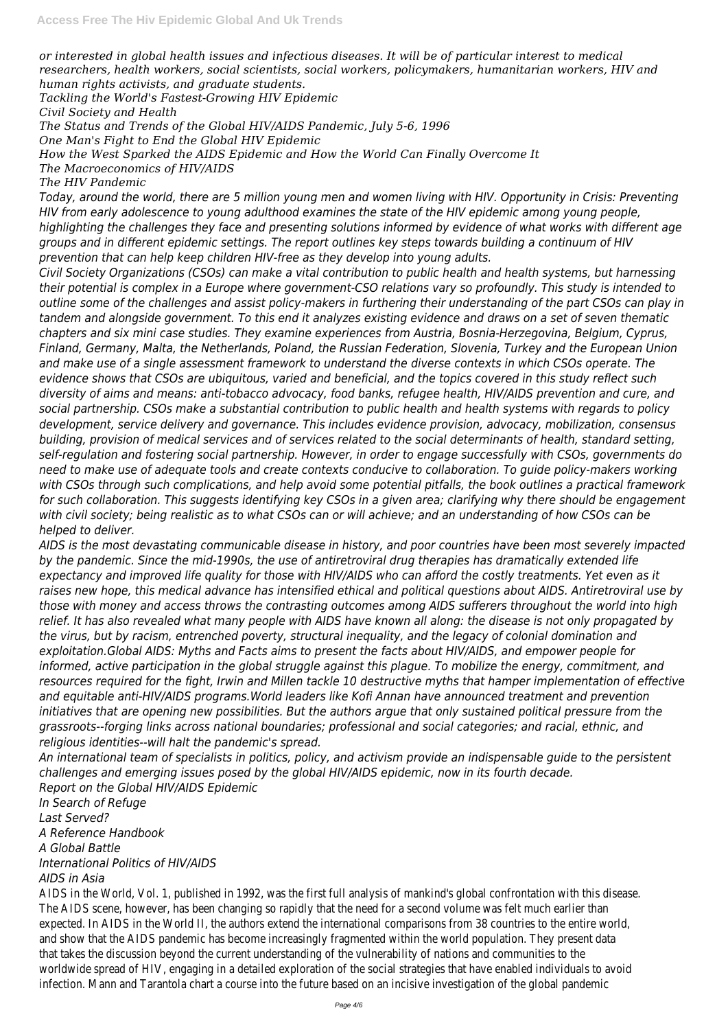*or interested in global health issues and infectious diseases. It will be of particular interest to medical researchers, health workers, social scientists, social workers, policymakers, humanitarian workers, HIV and human rights activists, and graduate students.*

*Tackling the World's Fastest-Growing HIV Epidemic*

*Civil Society and Health*

*The Status and Trends of the Global HIV/AIDS Pandemic, July 5-6, 1996*

*One Man's Fight to End the Global HIV Epidemic*

*How the West Sparked the AIDS Epidemic and How the World Can Finally Overcome It*

*The Macroeconomics of HIV/AIDS*

*The HIV Pandemic*

*Today, around the world, there are 5 million young men and women living with HIV. Opportunity in Crisis: Preventing HIV from early adolescence to young adulthood examines the state of the HIV epidemic among young people, highlighting the challenges they face and presenting solutions informed by evidence of what works with different age groups and in different epidemic settings. The report outlines key steps towards building a continuum of HIV prevention that can help keep children HIV-free as they develop into young adults.*

*Civil Society Organizations (CSOs) can make a vital contribution to public health and health systems, but harnessing their potential is complex in a Europe where government-CSO relations vary so profoundly. This study is intended to outline some of the challenges and assist policy-makers in furthering their understanding of the part CSOs can play in tandem and alongside government. To this end it analyzes existing evidence and draws on a set of seven thematic chapters and six mini case studies. They examine experiences from Austria, Bosnia-Herzegovina, Belgium, Cyprus, Finland, Germany, Malta, the Netherlands, Poland, the Russian Federation, Slovenia, Turkey and the European Union and make use of a single assessment framework to understand the diverse contexts in which CSOs operate. The evidence shows that CSOs are ubiquitous, varied and beneficial, and the topics covered in this study reflect such diversity of aims and means: anti-tobacco advocacy, food banks, refugee health, HIV/AIDS prevention and cure, and social partnership. CSOs make a substantial contribution to public health and health systems with regards to policy development, service delivery and governance. This includes evidence provision, advocacy, mobilization, consensus building, provision of medical services and of services related to the social determinants of health, standard setting, self-regulation and fostering social partnership. However, in order to engage successfully with CSOs, governments do need to make use of adequate tools and create contexts conducive to collaboration. To guide policy-makers working with CSOs through such complications, and help avoid some potential pitfalls, the book outlines a practical framework for such collaboration. This suggests identifying key CSOs in a given area; clarifying why there should be engagement with civil society; being realistic as to what CSOs can or will achieve; and an understanding of how CSOs can be helped to deliver.*

*AIDS is the most devastating communicable disease in history, and poor countries have been most severely impacted by the pandemic. Since the mid-1990s, the use of antiretroviral drug therapies has dramatically extended life expectancy and improved life quality for those with HIV/AIDS who can afford the costly treatments. Yet even as it raises new hope, this medical advance has intensified ethical and political questions about AIDS. Antiretroviral use by those with money and access throws the contrasting outcomes among AIDS sufferers throughout the world into high relief. It has also revealed what many people with AIDS have known all along: the disease is not only propagated by the virus, but by racism, entrenched poverty, structural inequality, and the legacy of colonial domination and exploitation.Global AIDS: Myths and Facts aims to present the facts about HIV/AIDS, and empower people for informed, active participation in the global struggle against this plague. To mobilize the energy, commitment, and resources required for the fight, Irwin and Millen tackle 10 destructive myths that hamper implementation of effective and equitable anti-HIV/AIDS programs.World leaders like Kofi Annan have announced treatment and prevention initiatives that are opening new possibilities. But the authors argue that only sustained political pressure from the grassroots--forging links across national boundaries; professional and social categories; and racial, ethnic, and religious identities--will halt the pandemic's spread.*

*An international team of specialists in politics, policy, and activism provide an indispensable guide to the persistent challenges and emerging issues posed by the global HIV/AIDS epidemic, now in its fourth decade.*

*Report on the Global HIV/AIDS Epidemic*

*In Search of Refuge*

*Last Served?*

*A Reference Handbook*

*A Global Battle*

*International Politics of HIV/AIDS*

*AIDS in Asia*

AIDS in the World, Vol. 1, published in 1992, was the first full analysis of mankind's global confrontation with this disease. The AIDS scene, however, has been changing so rapidly that the need for a second volume was felt much earlier than expected. In AIDS in the World II, the authors extend the international comparisons from 38 countries to the entire world, and show that the AIDS pandemic has become increasingly fragmented within the world population. They present data that takes the discussion beyond the current understanding of the vulnerability of nations and communities to the worldwide spread of HIV, engaging in a detailed exploration of the social strategies that have enabled individuals to avoid infection. Mann and Tarantola chart a course into the future based on an incisive investigation of the global pandemic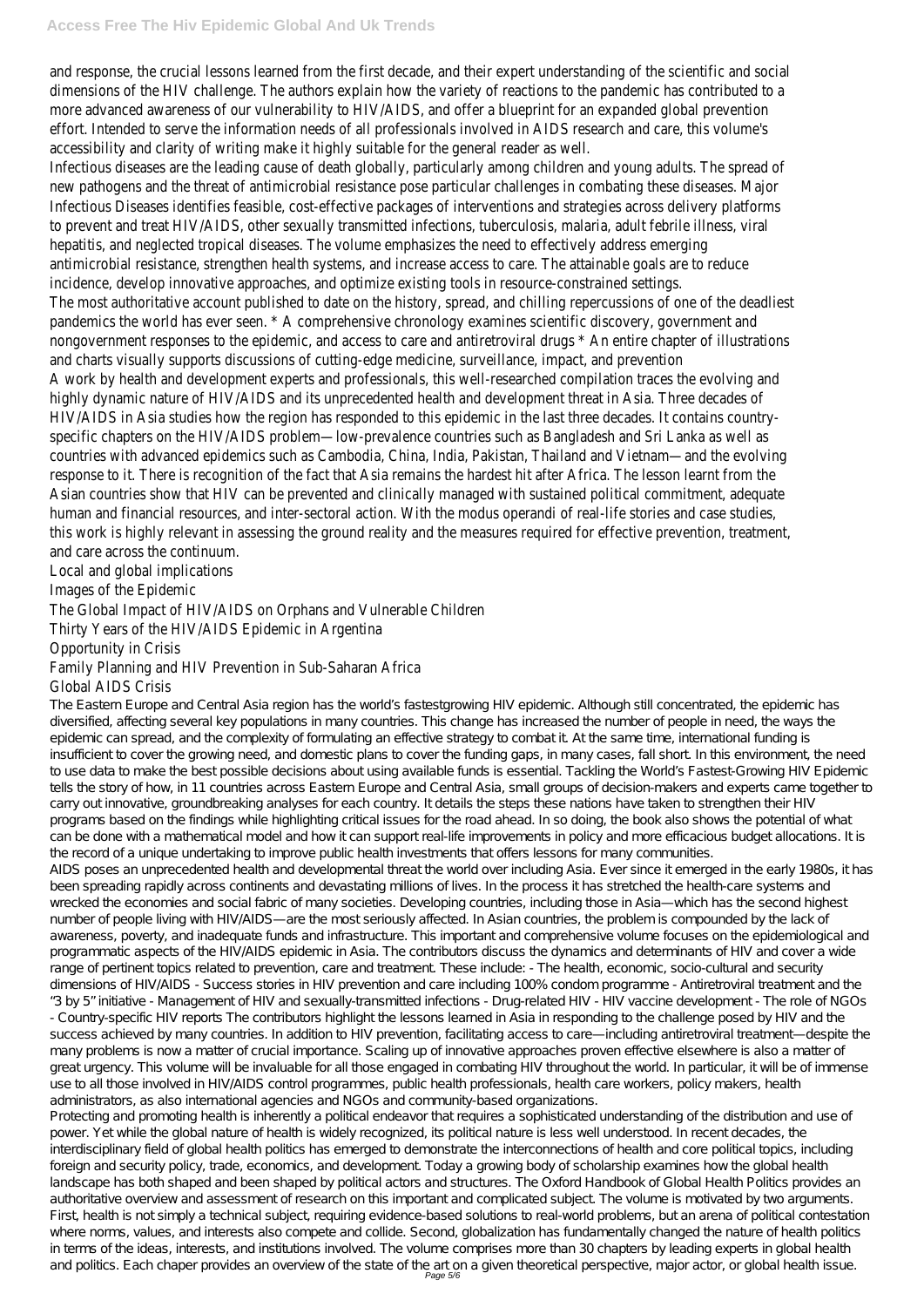and response, the crucial lessons learned from the first decade, and their expert understanding of the scientific and social dimensions of the HIV challenge. The authors explain how the variety of reactions to the pandemic has contributed to a more advanced awareness of our vulnerability to HIV/AIDS, and offer a blueprint for an expanded global prevention effort. Intended to serve the information needs of all professionals involved in AIDS research and care, this volume's accessibility and clarity of writing make it highly suitable for the general reader as well.

Infectious diseases are the leading cause of death globally, particularly among children and young adults. The spread of new pathogens and the threat of antimicrobial resistance pose particular challenges in combating these diseases. Major Infectious Diseases identifies feasible, cost-effective packages of interventions and strategies across delivery platforms to prevent and treat HIV/AIDS, other sexually transmitted infections, tuberculosis, malaria, adult febrile illness, viral hepatitis, and neglected tropical diseases. The volume emphasizes the need to effectively address emerging antimicrobial resistance, strengthen health systems, and increase access to care. The attainable goals are to reduce incidence, develop innovative approaches, and optimize existing tools in resource-constrained settings.

The most authoritative account published to date on the history, spread, and chilling repercussions of one of the deadliest pandemics the world has ever seen. * A comprehensive chronology examines scientific discovery, government and nongovernment responses to the epidemic, and access to care and antiretroviral drugs * An entire chapter of illustrations and charts visually supports discussions of cutting-edge medicine, surveillance, impact, and prevention

A work by health and development experts and professionals, this well-researched compilation traces the evolving and highly dynamic nature of HIV/AIDS and its unprecedented health and development threat in Asia. Three decades of HIV/AIDS in Asia studies how the region has responded to this epidemic in the last three decades. It contains country-specific chapters on the HIV/AIDS problem—low-prevalence countries such as Bangladesh and Sri Lanka as well as countries with advanced epidemics such as Cambodia, China, India, Pakistan, Thailand and Vietnam—and the evolving response to it. There is recognition of the fact that Asia remains the hardest hit after Africa. The lesson learnt from the Asian countries show that HIV can be prevented and clinically managed with sustained political commitment, adequate human and financial resources, and inter-sectoral action. With the modus operandi of real-life stories and case studies, this work is highly relevant in assessing the ground reality and the measures required for effective prevention, treatment, and care across the continuum.

Local and global implications

Images of the Epidemic

The Global Impact of HIV/AIDS on Orphans and Vulnerable Children

Thirty Years of the HIV/AIDS Epidemic in Argentina

Opportunity in Crisis

Family Planning and HIV Prevention in Sub-Saharan Africa

Global AIDS Crisis

The Eastern Europe and Central Asia region has the world's fastestgrowing HIV epidemic. Although still concentrated, the epidemic has diversified, affecting several key populations in many countries. This change has increased the number of people in need, the ways the epidemic can spread, and the complexity of formulating an effective strategy to combat it. At the same time, international funding is insufficient to cover the growing need, and domestic plans to cover the funding gaps, in many cases, fall short. In this environment, the need to use data to make the best possible decisions about using available funds is essential. Tackling the World's Fastest-Growing HIV Epidemic tells the story of how, in 11 countries across Eastern Europe and Central Asia, small groups of decision-makers and experts came together to carry out innovative, groundbreaking analyses for each country. It details the steps these nations have taken to strengthen their HIV programs based on the findings while highlighting critical issues for the road ahead. In so doing, the book also shows the potential of what can be done with a mathematical model and how it can support real-life improvements in policy and more efficacious budget allocations. It is the record of a unique undertaking to improve public health investments that offers lessons for many communities.

AIDS poses an unprecedented health and developmental threat the world over including Asia. Ever since it emerged in the early 1980s, it has been spreading rapidly across continents and devastating millions of lives. In the process it has stretched the health-care systems and wrecked the economies and social fabric of many societies. Developing countries, including those in Asia—which has the second highest number of people living with HIV/AIDS—are the most seriously affected. In Asian countries, the problem is compounded by the lack of awareness, poverty, and inadequate funds and infrastructure. This important and comprehensive volume focuses on the epidemiological and programmatic aspects of the HIV/AIDS epidemic in Asia. The contributors discuss the dynamics and determinants of HIV and cover a wide range of pertinent topics related to prevention, care and treatment. These include: - The health, economic, socio-cultural and security dimensions of HIV/AIDS - Success stories in HIV prevention and care including 100% condom programme - Antiretroviral treatment and the "3 by 5" initiative - Management of HIV and sexually-transmitted infections - Drug-related HIV - HIV vaccine development - The role of NGOs - Country-specific HIV reports The contributors highlight the lessons learned in Asia in responding to the challenge posed by HIV and the success achieved by many countries. In addition to HIV prevention, facilitating access to care—including antiretroviral treatment—despite the many problems is now a matter of crucial importance. Scaling up of innovative approaches proven effective elsewhere is also a matter of great urgency. This volume will be invaluable for all those engaged in combating HIV throughout the world. In particular, it will be of immense use to all those involved in HIV/AIDS control programmes, public health professionals, health care workers, policy makers, health administrators, as also international agencies and NGOs and community-based organizations.

Protecting and promoting health is inherently a political endeavor that requires a sophisticated understanding of the distribution and use of power. Yet while the global nature of health is widely recognized, its political nature is less well understood. In recent decades, the interdisciplinary field of global health politics has emerged to demonstrate the interconnections of health and core political topics, including foreign and security policy, trade, economics, and development. Today a growing body of scholarship examines how the global health landscape has both shaped and been shaped by political actors and structures. The Oxford Handbook of Global Health Politics provides an authoritative overview and assessment of research on this important and complicated subject. The volume is motivated by two arguments. First, health is not simply a technical subject, requiring evidence-based solutions to real-world problems, but an arena of political contestation where norms, values, and interests also compete and collide. Second, globalization has fundamentally changed the nature of health politics in terms of the ideas, interests, and institutions involved. The volume comprises more than 30 chapters by leading experts in global health and politics. Each chaper provides an overview of the state of the art on a given theoretical perspective, major actor, or global health issue.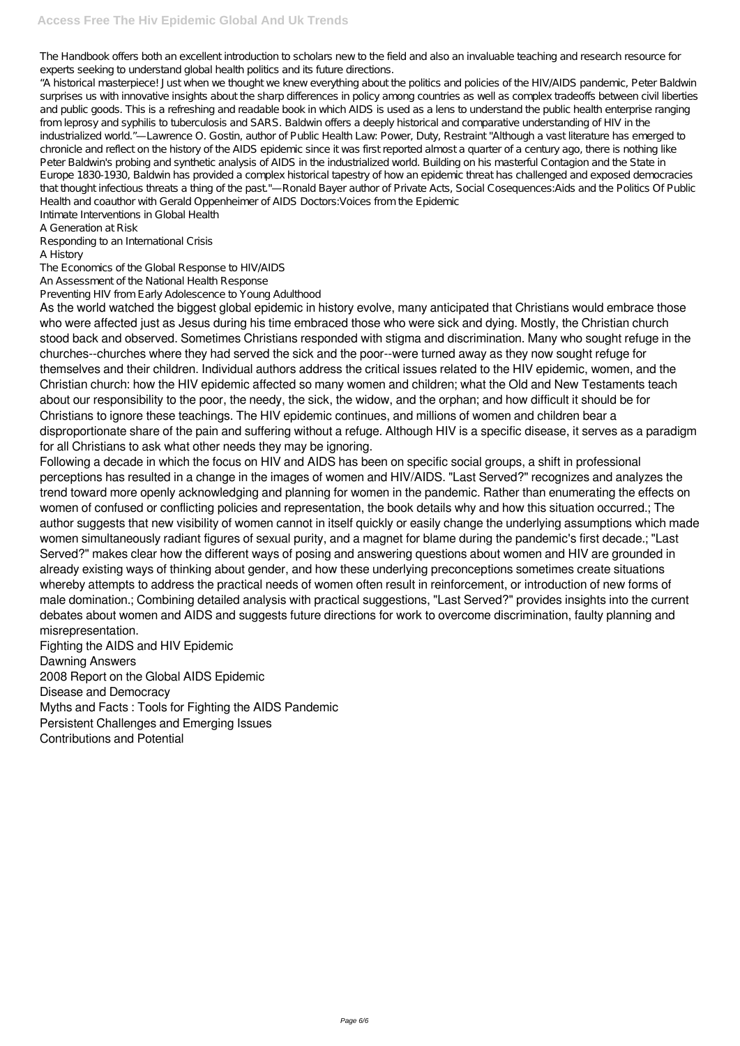The Handbook offers both an excellent introduction to scholars new to the field and also an invaluable teaching and research resource for experts seeking to understand global health politics and its future directions.

"A historical masterpiece! Just when we thought we knew everything about the politics and policies of the HIV/AIDS pandemic, Peter Baldwin surprises us with innovative insights about the sharp differences in policy among countries as well as complex tradeoffs between civil liberties and public goods. This is a refreshing and readable book in which AIDS is used as a lens to understand the public health enterprise ranging from leprosy and syphilis to tuberculosis and SARS. Baldwin offers a deeply historical and comparative understanding of HIV in the industrialized world."—Lawrence O. Gostin, author of Public Health Law: Power, Duty, Restraint "Although a vast literature has emerged to chronicle and reflect on the history of the AIDS epidemic since it was first reported almost a quarter of a century ago, there is nothing like Peter Baldwin's probing and synthetic analysis of AIDS in the industrialized world. Building on his masterful Contagion and the State in Europe 1830-1930, Baldwin has provided a complex historical tapestry of how an epidemic threat has challenged and exposed democracies that thought infectious threats a thing of the past."—Ronald Bayer author of Private Acts, Social Cosequences:Aids and the Politics Of Public Health and coauthor with Gerald Oppenheimer of AIDS Doctors:Voices from the Epidemic

Intimate Interventions in Global Health
A Generation at Risk
Responding to an International Crisis
A History
The Economics of the Global Response to HIV/AIDS
An Assessment of the National Health Response
Preventing HIV from Early Adolescence to Young Adulthood

As the world watched the biggest global epidemic in history evolve, many anticipated that Christians would embrace those who were affected just as Jesus during his time embraced those who were sick and dying. Mostly, the Christian church stood back and observed. Sometimes Christians responded with stigma and discrimination. Many who sought refuge in the churches--churches where they had served the sick and the poor--were turned away as they now sought refuge for themselves and their children. Individual authors address the critical issues related to the HIV epidemic, women, and the Christian church: how the HIV epidemic affected so many women and children; what the Old and New Testaments teach about our responsibility to the poor, the needy, the sick, the widow, and the orphan; and how difficult it should be for Christians to ignore these teachings. The HIV epidemic continues, and millions of women and children bear a disproportionate share of the pain and suffering without a refuge. Although HIV is a specific disease, it serves as a paradigm for all Christians to ask what other needs they may be ignoring.

Following a decade in which the focus on HIV and AIDS has been on specific social groups, a shift in professional perceptions has resulted in a change in the images of women and HIV/AIDS. "Last Served?" recognizes and analyzes the trend toward more openly acknowledging and planning for women in the pandemic. Rather than enumerating the effects on women of confused or conflicting policies and representation, the book details why and how this situation occurred.; The author suggests that new visibility of women cannot in itself quickly or easily change the underlying assumptions which made women simultaneously radiant figures of sexual purity, and a magnet for blame during the pandemic's first decade.; "Last Served?" makes clear how the different ways of posing and answering questions about women and HIV are grounded in already existing ways of thinking about gender, and how these underlying preconceptions sometimes create situations whereby attempts to address the practical needs of women often result in reinforcement, or introduction of new forms of male domination.; Combining detailed analysis with practical suggestions, "Last Served?" provides insights into the current debates about women and AIDS and suggests future directions for work to overcome discrimination, faulty planning and misrepresentation.

Fighting the AIDS and HIV Epidemic
Dawning Answers
2008 Report on the Global AIDS Epidemic
Disease and Democracy
Myths and Facts : Tools for Fighting the AIDS Pandemic
Persistent Challenges and Emerging Issues
Contributions and Potential